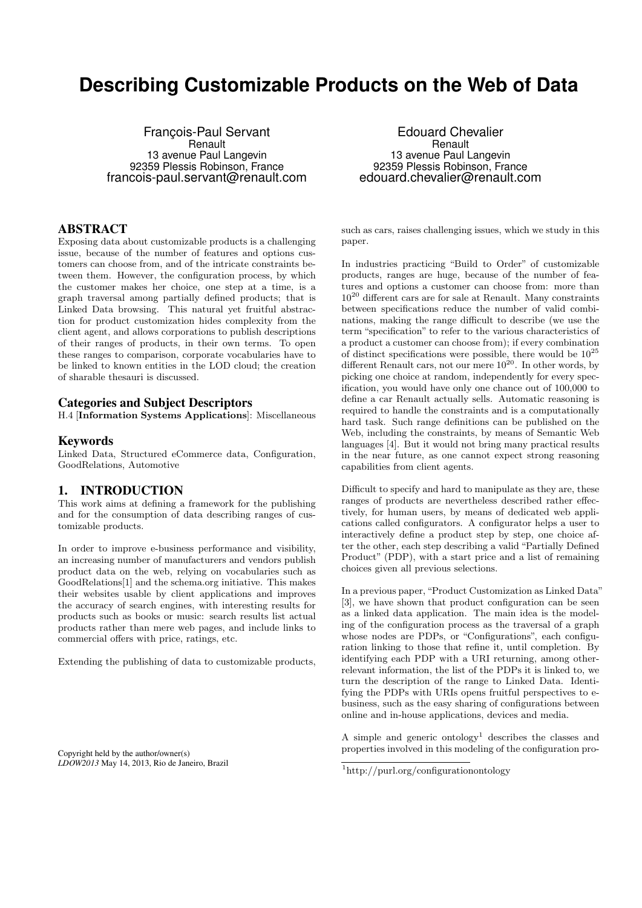# Describing Customizable Products on the Web of Data

François-Paul Servant
Renault
13 avenue Paul Langevin
92359 Plessis Robinson, France
francois-paul.servant@renault.com

Edouard Chevalier
Renault
13 avenue Paul Langevin
92359 Plessis Robinson, France
edouard.chevalier@renault.com

## ABSTRACT

Exposing data about customizable products is a challenging issue, because of the number of features and options customers can choose from, and of the intricate constraints between them. However, the configuration process, by which the customer makes her choice, one step at a time, is a graph traversal among partially defined products; that is Linked Data browsing. This natural yet fruitful abstraction for product customization hides complexity from the client agent, and allows corporations to publish descriptions of their ranges of products, in their own terms. To open these ranges to comparison, corporate vocabularies have to be linked to known entities in the LOD cloud; the creation of sharable thesauri is discussed.

### Categories and Subject Descriptors

H.4 [**Information Systems Applications**]: Miscellaneous

### Keywords

Linked Data, Structured eCommerce data, Configuration, GoodRelations, Automotive

## 1. INTRODUCTION

This work aims at defining a framework for the publishing and for the consumption of data describing ranges of customizable products.

In order to improve e-business performance and visibility, an increasing number of manufacturers and vendors publish product data on the web, relying on vocabularies such as GoodRelations[1] and the schema.org initiative. This makes their websites usable by client applications and improves the accuracy of search engines, with interesting results for products such as books or music: search results list actual products rather than mere web pages, and include links to commercial offers with price, ratings, etc.

Extending the publishing of data to customizable products, such as cars, raises challenging issues, which we study in this paper.

In industries practicing "Build to Order" of customizable products, ranges are huge, because of the number of features and options a customer can choose from: more than $10^{20}$ different cars are for sale at Renault. Many constraints between specifications reduce the number of valid combinations, making the range difficult to describe (we use the term "specification" to refer to the various characteristics of a product a customer can choose from); if every combination of distinct specifications were possible, there would be $10^{25}$ different Renault cars, not our mere $10^{20}$. In other words, by picking one choice at random, independently for every specification, you would have only one chance out of 100,000 to define a car Renault actually sells. Automatic reasoning is required to handle the constraints and is a computationally hard task. Such range definitions can be published on the Web, including the constraints, by means of Semantic Web languages [4]. But it would not bring many practical results in the near future, as one cannot expect strong reasoning capabilities from client agents.

Difficult to specify and hard to manipulate as they are, these ranges of products are nevertheless described rather effectively, for human users, by means of dedicated web applications called configurators. A configurator helps a user to interactively define a product step by step, one choice after the other, each step describing a valid "Partially Defined Product" (PDP), with a start price and a list of remaining choices given all previous selections.

In a previous paper, "Product Customization as Linked Data" [3], we have shown that product configuration can be seen as a linked data application. The main idea is the modeling of the configuration process as the traversal of a graph whose nodes are PDPs, or "Configurations", each configuration linking to those that refine it, until completion. By identifying each PDP with a URI returning, among other relevant information, the list of the PDPs it is linked to, we turn the description of the range to Linked Data. Identifying the PDPs with URIs opens fruitful perspectives to e-business, such as the easy sharing of configurations between online and in-house applications, devices and media.

A simple and generic ontology[1] describes the classes and properties involved in this modeling of the configuration pro-

[1] http://purl.org/configurationontology

Copyright held by the author/owner(s)
*LDOW2013* May 14, 2013, Rio de Janeiro, Brazil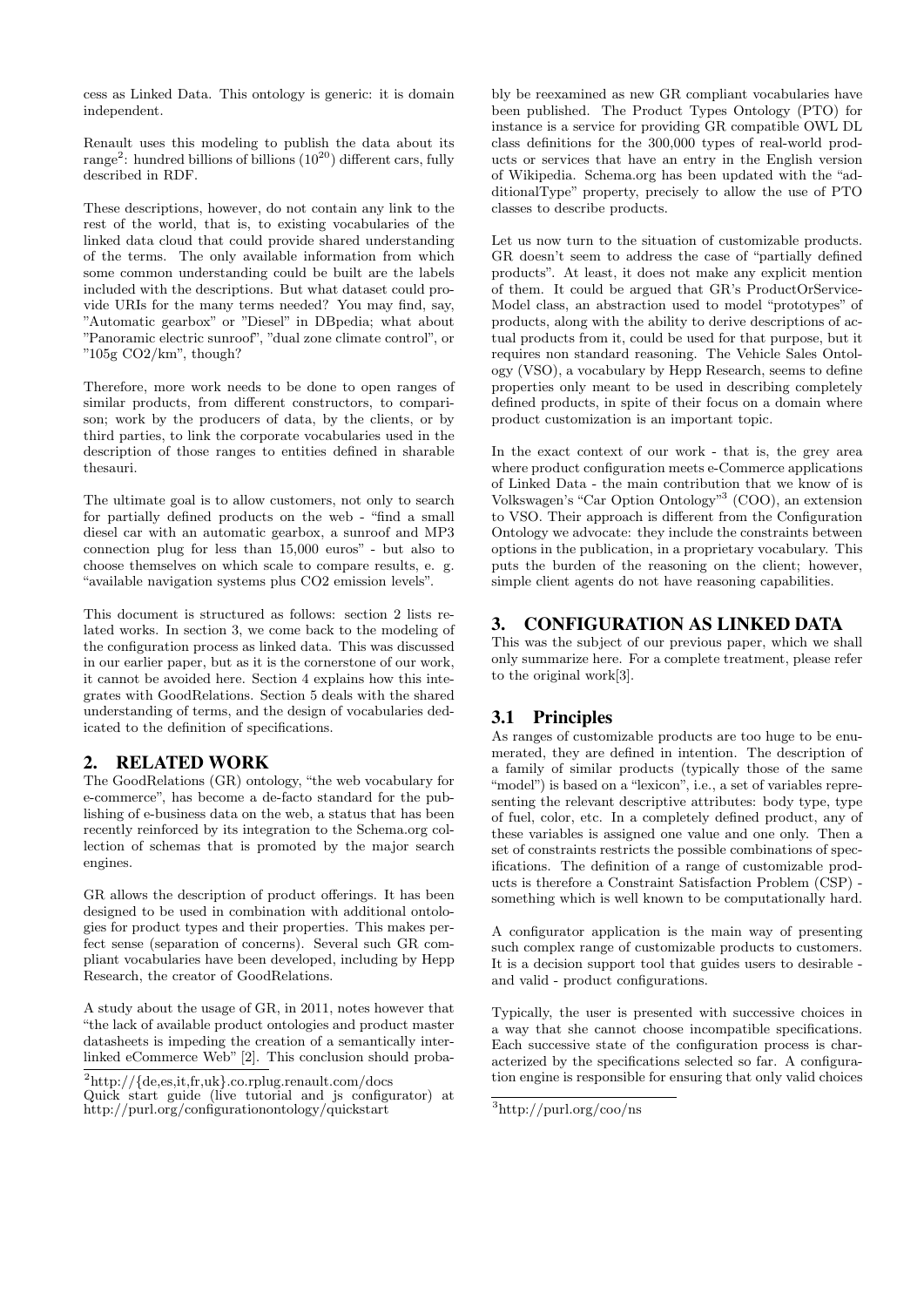cess as Linked Data. This ontology is generic: it is domain independent.

Renault uses this modeling to publish the data about its range[2]: hundred billions of billions ($10^{20}$) different cars, fully described in RDF.

These descriptions, however, do not contain any link to the rest of the world, that is, to existing vocabularies of the linked data cloud that could provide shared understanding of the terms. The only available information from which some common understanding could be built are the labels included with the descriptions. But what dataset could provide URIs for the many terms needed? You may find, say, "Automatic gearbox" or "Diesel" in DBpedia; what about "Panoramic electric sunroof", "dual zone climate control", or "105g CO2/km", though?

Therefore, more work needs to be done to open ranges of similar products, from different constructors, to comparison; work by the producers of data, by the clients, or by third parties, to link the corporate vocabularies used in the description of those ranges to entities defined in sharable thesauri.

The ultimate goal is to allow customers, not only to search for partially defined products on the web - "find a small diesel car with an automatic gearbox, a sunroof and MP3 connection plug for less than 15,000 euros" - but also to choose themselves on which scale to compare results, e. g. "available navigation systems plus CO2 emission levels".

This document is structured as follows: section 2 lists related works. In section 3, we come back to the modeling of the configuration process as linked data. This was discussed in our earlier paper, but as it is the cornerstone of our work, it cannot be avoided here. Section 4 explains how this integrates with GoodRelations. Section 5 deals with the shared understanding of terms, and the design of vocabularies dedicated to the definition of specifications.

## 2. RELATED WORK

The GoodRelations (GR) ontology, "the web vocabulary for e-commerce", has become a de-facto standard for the publishing of e-business data on the web, a status that has been recently reinforced by its integration to the Schema.org collection of schemas that is promoted by the major search engines.

GR allows the description of product offerings. It has been designed to be used in combination with additional ontologies for product types and their properties. This makes perfect sense (separation of concerns). Several such GR compliant vocabularies have been developed, including by Hepp Research, the creator of GoodRelations.

A study about the usage of GR, in 2011, notes however that "the lack of available product ontologies and product master datasheets is impeding the creation of a semantically interlinked eCommerce Web" [2]. This conclusion should probably be reexamined as new GR compliant vocabularies have been published. The Product Types Ontology (PTO) for instance is a service for providing GR compatible OWL DL class definitions for the 300,000 types of real-world products or services that have an entry in the English version of Wikipedia. Schema.org has been updated with the "additionalType" property, precisely to allow the use of PTO classes to describe products.

Let us now turn to the situation of customizable products. GR doesn't seem to address the case of "partially defined products". At least, it does not make any explicit mention of them. It could be argued that GR's ProductOrServiceModel class, an abstraction used to model "prototypes" of products, along with the ability to derive descriptions of actual products from it, could be used for that purpose, but it requires non standard reasoning. The Vehicle Sales Ontology (VSO), a vocabulary by Hepp Research, seems to define properties only meant to be used in describing completely defined products, in spite of their focus on a domain where product customization is an important topic.

In the exact context of our work - that is, the grey area where product configuration meets e-Commerce applications of Linked Data - the main contribution that we know of is Volkswagen's "Car Option Ontology"[3] (COO), an extension to VSO. Their approach is different from the Configuration Ontology we advocate: they include the constraints between options in the publication, in a proprietary vocabulary. This puts the burden of the reasoning on the client; however, simple client agents do not have reasoning capabilities.

## 3. CONFIGURATION AS LINKED DATA

This was the subject of our previous paper, which we shall only summarize here. For a complete treatment, please refer to the original work[3].

### 3.1 Principles

As ranges of customizable products are too huge to be enumerated, they are defined in intention. The description of a family of similar products (typically those of the same "model") is based on a "lexicon", i.e., a set of variables representing the relevant descriptive attributes: body type, type of fuel, color, etc. In a completely defined product, any of these variables is assigned one value and one only. Then a set of constraints restricts the possible combinations of specifications. The definition of a range of customizable products is therefore a Constraint Satisfaction Problem (CSP) - something which is well known to be computationally hard.

A configurator application is the main way of presenting such complex range of customizable products to customers. It is a decision support tool that guides users to desirable - and valid - product configurations.

Typically, the user is presented with successive choices in a way that she cannot choose incompatible specifications. Each successive state of the configuration process is characterized by the specifications selected so far. A configuration engine is responsible for ensuring that only valid choices

[2] http://{de,es,it,fr,uk}.co.rplug.renault.com/docs
Quick start guide (live tutorial and js configurator) at http://purl.org/configurationontology/quickstart

[3] http://purl.org/coo/ns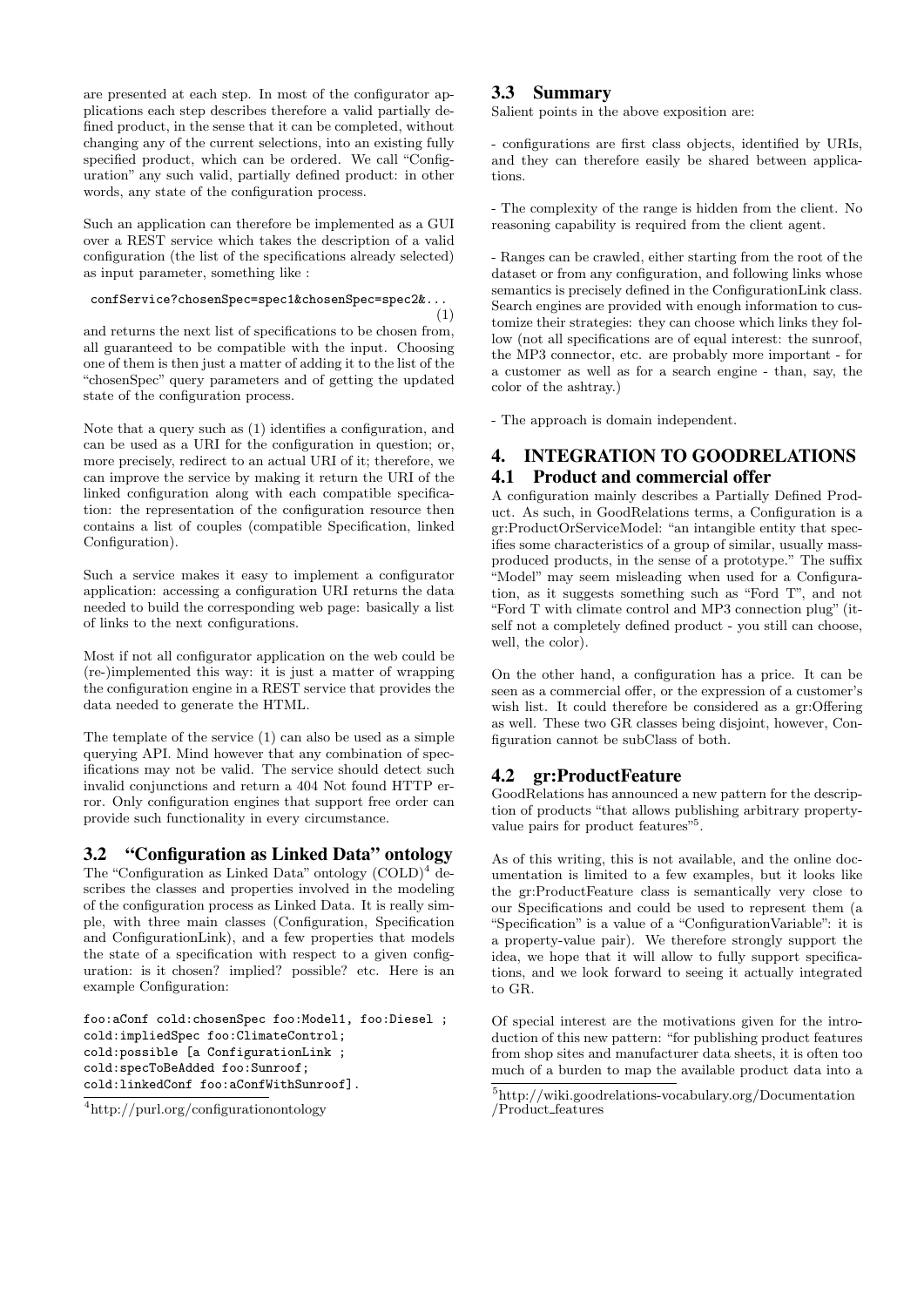are presented at each step. In most of the configurator applications each step describes therefore a valid partially defined product, in the sense that it can be completed, without changing any of the current selections, into an existing fully specified product, which can be ordered. We call "Configuration" any such valid, partially defined product: in other words, any state of the configuration process.

Such an application can therefore be implemented as a GUI over a REST service which takes the description of a valid configuration (the list of the specifications already selected) as input parameter, something like :

```
confService?chosenSpec=spec1&chosenSpec=spec2&...
```
(1)

and returns the next list of specifications to be chosen from, all guaranteed to be compatible with the input. Choosing one of them is then just a matter of adding it to the list of the "chosenSpec" query parameters and of getting the updated state of the configuration process.

Note that a query such as (1) identifies a configuration, and can be used as a URI for the configuration in question; or, more precisely, redirect to an actual URI of it; therefore, we can improve the service by making it return the URI of the linked configuration along with each compatible specification: the representation of the configuration resource then contains a list of couples (compatible Specification, linked Configuration).

Such a service makes it easy to implement a configurator application: accessing a configuration URI returns the data needed to build the corresponding web page: basically a list of links to the next configurations.

Most if not all configurator application on the web could be (re-)implemented this way: it is just a matter of wrapping the configuration engine in a REST service that provides the data needed to generate the HTML.

The template of the service (1) can also be used as a simple querying API. Mind however that any combination of specifications may not be valid. The service should detect such invalid conjunctions and return a 404 Not found HTTP error. Only configuration engines that support free order can provide such functionality in every circumstance.

## 3.2 "Configuration as Linked Data" ontology

The "Configuration as Linked Data" ontology (COLD)[4] describes the classes and properties involved in the modeling of the configuration process as Linked Data. It is really simple, with three main classes (Configuration, Specification and ConfigurationLink), and a few properties that models the state of a specification with respect to a given configuration: is it chosen? implied? possible? etc. Here is an example Configuration:

```
foo:aConf cold:chosenSpec foo:Model1, foo:Diesel ;
cold:impliedSpec foo:ClimateControl;
cold:possible [a ConfigurationLink ;
cold:specToBeAdded foo:Sunroof;
cold:linkedConf foo:aConfWithSunroof].
```

[4]http://purl.org/configurationontology

## 3.3 Summary

Salient points in the above exposition are:

- configurations are first class objects, identified by URIs, and they can therefore easily be shared between applications.

- The complexity of the range is hidden from the client. No reasoning capability is required from the client agent.

- Ranges can be crawled, either starting from the root of the dataset or from any configuration, and following links whose semantics is precisely defined in the ConfigurationLink class. Search engines are provided with enough information to customize their strategies: they can choose which links they follow (not all specifications are of equal interest: the sunroof, the MP3 connector, etc. are probably more important - for a customer as well as for a search engine - than, say, the color of the ashtray.)

- The approach is domain independent.

# 4. INTEGRATION TO GOODRELATIONS

## 4.1 Product and commercial offer

A configuration mainly describes a Partially Defined Product. As such, in GoodRelations terms, a Configuration is a gr:ProductOrServiceModel: "an intangible entity that specifies some characteristics of a group of similar, usually mass-produced products, in the sense of a prototype." The suffix "Model" may seem misleading when used for a Configuration, as it suggests something such as "Ford T", and not "Ford T with climate control and MP3 connection plug" (itself not a completely defined product - you still can choose, well, the color).

On the other hand, a configuration has a price. It can be seen as a commercial offer, or the expression of a customer's wish list. It could therefore be considered as a gr:Offering as well. These two GR classes being disjoint, however, Configuration cannot be subClass of both.

## 4.2 gr:ProductFeature

GoodRelations has announced a new pattern for the description of products "that allows publishing arbitrary property-value pairs for product features"[5].

As of this writing, this is not available, and the online documentation is limited to a few examples, but it looks like the gr:ProductFeature class is semantically very close to our Specifications and could be used to represent them (a "Specification" is a value of a "ConfigurationVariable": it is a property-value pair). We therefore strongly support the idea, we hope that it will allow to fully support specifications, and we look forward to seeing it actually integrated to GR.

Of special interest are the motivations given for the introduction of this new pattern: "for publishing product features from shop sites and manufacturer data sheets, it is often too much of a burden to map the available product data into a

[5]http://wiki.goodrelations-vocabulary.org/Documentation/Product_features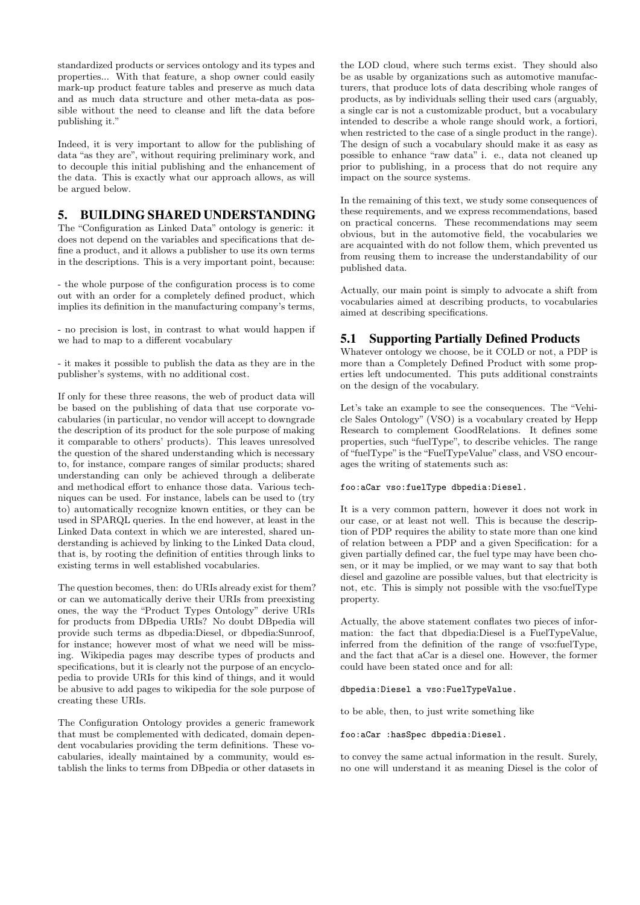standardized products or services ontology and its types and properties... With that feature, a shop owner could easily mark-up product feature tables and preserve as much data and as much data structure and other meta-data as possible without the need to cleanse and lift the data before publishing it."

Indeed, it is very important to allow for the publishing of data "as they are", without requiring preliminary work, and to decouple this initial publishing and the enhancement of the data. This is exactly what our approach allows, as will be argued below.

## 5. BUILDING SHARED UNDERSTANDING

The "Configuration as Linked Data" ontology is generic: it does not depend on the variables and specifications that define a product, and it allows a publisher to use its own terms in the descriptions. This is a very important point, because:

- the whole purpose of the configuration process is to come out with an order for a completely defined product, which implies its definition in the manufacturing company's terms,

- no precision is lost, in contrast to what would happen if we had to map to a different vocabulary

- it makes it possible to publish the data as they are in the publisher's systems, with no additional cost.

If only for these three reasons, the web of product data will be based on the publishing of data that use corporate vocabularies (in particular, no vendor will accept to downgrade the description of its product for the sole purpose of making it comparable to others' products). This leaves unresolved the question of the shared understanding which is necessary to, for instance, compare ranges of similar products; shared understanding can only be achieved through a deliberate and methodical effort to enhance those data. Various techniques can be used. For instance, labels can be used to (try to) automatically recognize known entities, or they can be used in SPARQL queries. In the end however, at least in the Linked Data context in which we are interested, shared understanding is achieved by linking to the Linked Data cloud, that is, by rooting the definition of entities through links to existing terms in well established vocabularies.

The question becomes, then: do URIs already exist for them? or can we automatically derive their URIs from preexisting ones, the way the "Product Types Ontology" derive URIs for products from DBpedia URIs? No doubt DBpedia will provide such terms as dbpedia:Diesel, or dbpedia:Sunroof, for instance; however most of what we need will be missing. Wikipedia pages may describe types of products and specifications, but it is clearly not the purpose of an encyclopedia to provide URIs for this kind of things, and it would be abusive to add pages to wikipedia for the sole purpose of creating these URIs.

The Configuration Ontology provides a generic framework that must be complemented with dedicated, domain dependent vocabularies providing the term definitions. These vocabularies, ideally maintained by a community, would establish the links to terms from DBpedia or other datasets in the LOD cloud, where such terms exist. They should also be as usable by organizations such as automotive manufacturers, that produce lots of data describing whole ranges of products, as by individuals selling their used cars (arguably, a single car is not a customizable product, but a vocabulary intended to describe a whole range should work, a fortiori, when restricted to the case of a single product in the range). The design of such a vocabulary should make it as easy as possible to enhance "raw data" i. e., data not cleaned up prior to publishing, in a process that do not require any impact on the source systems.

In the remaining of this text, we study some consequences of these requirements, and we express recommendations, based on practical concerns. These recommendations may seem obvious, but in the automotive field, the vocabularies we are acquainted with do not follow them, which prevented us from reusing them to increase the understandability of our published data.

Actually, our main point is simply to advocate a shift from vocabularies aimed at describing products, to vocabularies aimed at describing specifications.

### 5.1 Supporting Partially Defined Products

Whatever ontology we choose, be it COLD or not, a PDP is more than a Completely Defined Product with some properties left undocumented. This puts additional constraints on the design of the vocabulary.

Let's take an example to see the consequences. The "Vehicle Sales Ontology" (VSO) is a vocabulary created by Hepp Research to complement GoodRelations. It defines some properties, such "fuelType", to describe vehicles. The range of "fuelType" is the "FuelTypeValue" class, and VSO encourages the writing of statements such as:

```
foo:aCar vso:fuelType dbpedia:Diesel.
```

It is a very common pattern, however it does not work in our case, or at least not well. This is because the description of PDP requires the ability to state more than one kind of relation between a PDP and a given Specification: for a given partially defined car, the fuel type may have been chosen, or it may be implied, or we may want to say that both diesel and gazoline are possible values, but that electricity is not, etc. This is simply not possible with the vso:fuelType property.

Actually, the above statement conflates two pieces of information: the fact that dbpedia:Diesel is a FuelTypeValue, inferred from the definition of the range of vso:fuelType, and the fact that aCar is a diesel one. However, the former could have been stated once and for all:

```
dbpedia:Diesel a vso:FuelTypeValue.
```

to be able, then, to just write something like

```
foo:aCar :hasSpec dbpedia:Diesel.
```

to convey the same actual information in the result. Surely, no one will understand it as meaning Diesel is the color of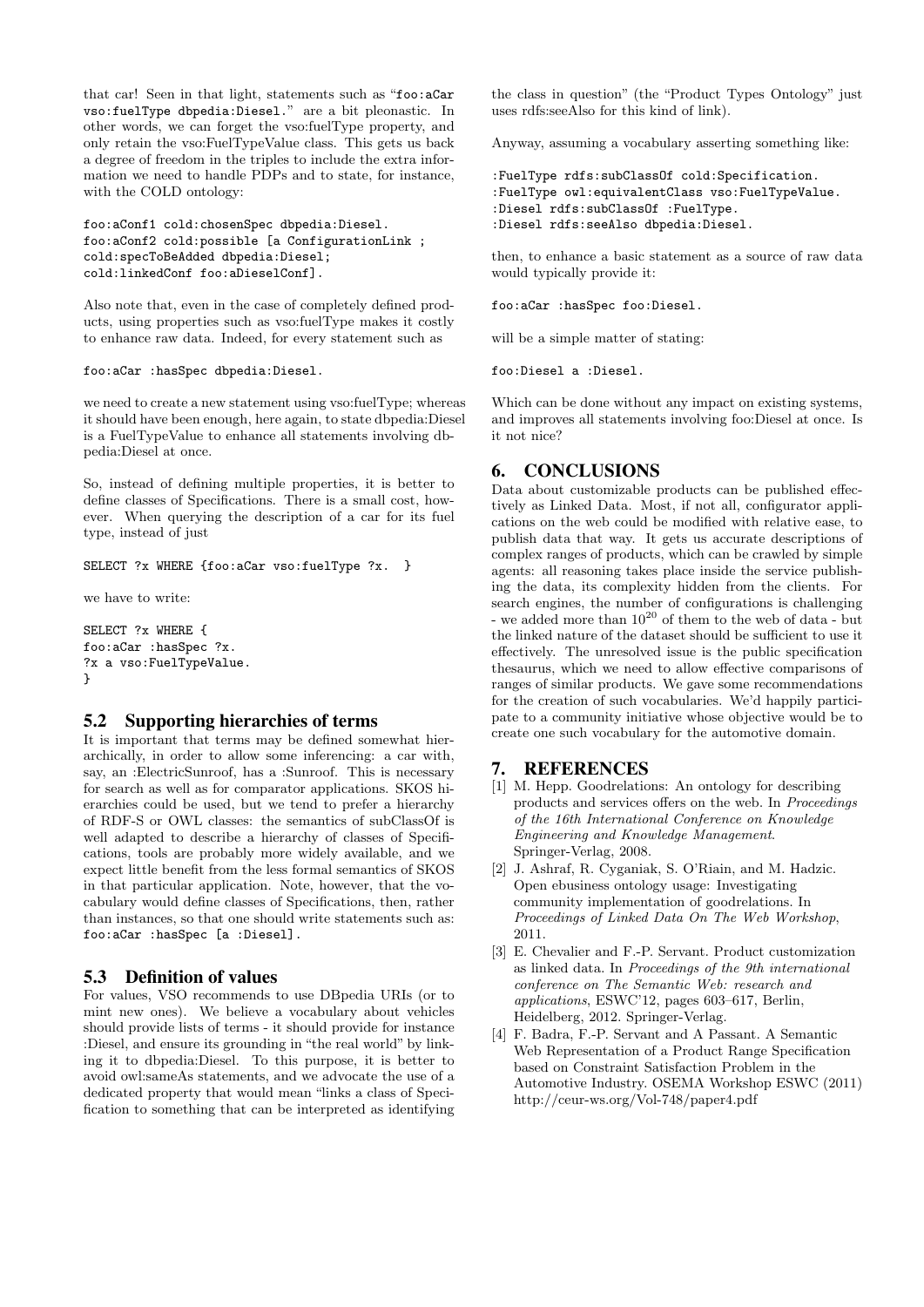that car! Seen in that light, statements such as "foo:aCar vso:fuelType dbpedia:Diesel." are a bit pleonastic. In other words, we can forget the vso:fuelType property, and only retain the vso:FuelTypeValue class. This gets us back a degree of freedom in the triples to include the extra information we need to handle PDPs and to state, for instance, with the COLD ontology:

```
foo:aConf1 cold:chosenSpec dbpedia:Diesel.
foo:aConf2 cold:possible [a ConfigurationLink ;
cold:specToBeAdded dbpedia:Diesel;
cold:linkedConf foo:aDieselConf].
```

Also note that, even in the case of completely defined products, using properties such as vso:fuelType makes it costly to enhance raw data. Indeed, for every statement such as

```
foo:aCar :hasSpec dbpedia:Diesel.
```

we need to create a new statement using vso:fuelType; whereas it should have been enough, here again, to state dbpedia:Diesel is a FuelTypeValue to enhance all statements involving dbpedia:Diesel at once.

So, instead of defining multiple properties, it is better to define classes of Specifications. There is a small cost, however. When querying the description of a car for its fuel type, instead of just

```
SELECT ?x WHERE {foo:aCar vso:fuelType ?x.  }
```

we have to write:

```
SELECT ?x WHERE {
foo:aCar :hasSpec ?x.
?x a vso:FuelTypeValue.
}
```

### 5.2 Supporting hierarchies of terms

It is important that terms may be defined somewhat hierarchically, in order to allow some inferencing: a car with, say, an :ElectricSunroof, has a :Sunroof. This is necessary for search as well as for comparator applications. SKOS hierarchies could be used, but we tend to prefer a hierarchy of RDF-S or OWL classes: the semantics of subClassOf is well adapted to describe a hierarchy of classes of Specifications, tools are probably more widely available, and we expect little benefit from the less formal semantics of SKOS in that particular application. Note, however, that the vocabulary would define classes of Specifications, then, rather than instances, so that one should write statements such as: `foo:aCar :hasSpec [a :Diesel].`

### 5.3 Definition of values

For values, VSO recommends to use DBpedia URIs (or to mint new ones). We believe a vocabulary about vehicles should provide lists of terms - it should provide for instance :Diesel, and ensure its grounding in "the real world" by linking it to dbpedia:Diesel. To this purpose, it is better to avoid owl:sameAs statements, and we advocate the use of a dedicated property that would mean "links a class of Specification to something that can be interpreted as identifying the class in question" (the "Product Types Ontology" just uses rdfs:seeAlso for this kind of link).

Anyway, assuming a vocabulary asserting something like:

```
:FuelType rdfs:subClassOf cold:Specification.
:FuelType owl:equivalentClass vso:FuelTypeValue.
:Diesel rdfs:subClassOf :FuelType.
:Diesel rdfs:seeAlso dbpedia:Diesel.
```

then, to enhance a basic statement as a source of raw data would typically provide it:

```
foo:aCar :hasSpec foo:Diesel.
```

will be a simple matter of stating:

```
foo:Diesel a :Diesel.
```

Which can be done without any impact on existing systems, and improves all statements involving foo:Diesel at once. Is it not nice?

## 6. CONCLUSIONS

Data about customizable products can be published effectively as Linked Data. Most, if not all, configurator applications on the web could be modified with relative ease, to publish data that way. It gets us accurate descriptions of complex ranges of products, which can be crawled by simple agents: all reasoning takes place inside the service publishing the data, its complexity hidden from the clients. For search engines, the number of configurations is challenging - we added more than $10^{20}$ of them to the web of data - but the linked nature of the dataset should be sufficient to use it effectively. The unresolved issue is the public specification thesaurus, which we need to allow effective comparisons of ranges of similar products. We gave some recommendations for the creation of such vocabularies. We'd happily participate to a community initiative whose objective would be to create one such vocabulary for the automotive domain.

## 7. REFERENCES

[1] M. Hepp. Goodrelations: An ontology for describing products and services offers on the web. In *Proceedings of the 16th International Conference on Knowledge Engineering and Knowledge Management*. Springer-Verlag, 2008.

[2] J. Ashraf, R. Cyganiak, S. O'Riain, and M. Hadzic. Open ebusiness ontology usage: Investigating community implementation of goodrelations. In *Proceedings of Linked Data On The Web Workshop*, 2011.

[3] E. Chevalier and F.-P. Servant. Product customization as linked data. In *Proceedings of the 9th international conference on The Semantic Web: research and applications*, ESWC'12, pages 603–617, Berlin, Heidelberg, 2012. Springer-Verlag.

[4] F. Badra, F.-P. Servant and A Passant. A Semantic Web Representation of a Product Range Specification based on Constraint Satisfaction Problem in the Automotive Industry. OSEMA Workshop ESWC (2011) http://ceur-ws.org/Vol-748/paper4.pdf